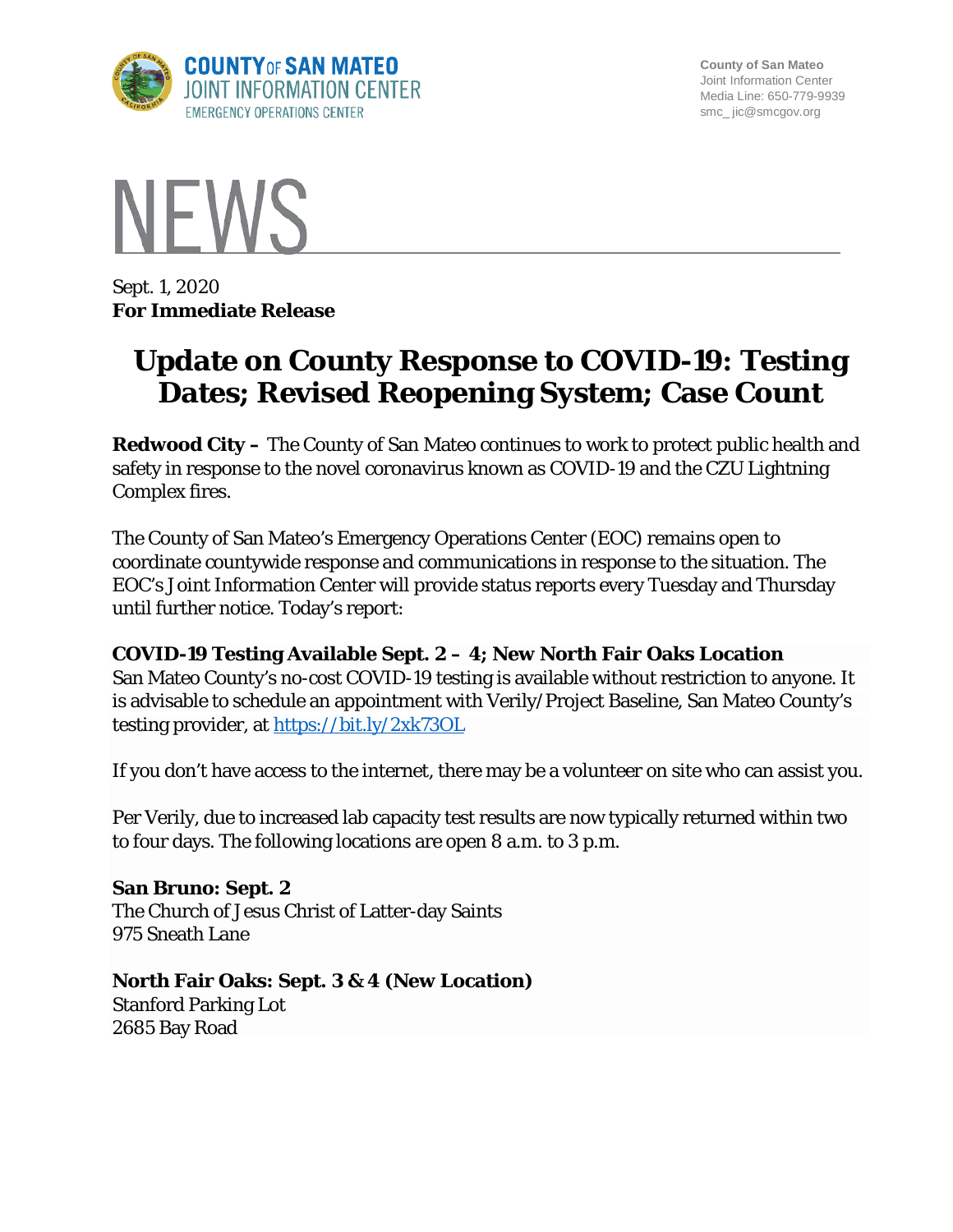County of San Mateo
Joint Information Center
Media Line: 650-779-9939
smc_ jic@smcgov.org

# NEWS

Sept. 1, 2020
**For Immediate Release**

# Update on County Response to COVID-19: Testing Dates; Revised Reopening System; Case Count

**Redwood City –** The County of San Mateo continues to work to protect public health and safety in response to the novel coronavirus known as COVID-19 and the CZU Lightning Complex fires.

The County of San Mateo's Emergency Operations Center (EOC) remains open to coordinate countywide response and communications in response to the situation. The EOC's Joint Information Center will provide status reports every Tuesday and Thursday until further notice. Today's report:

### COVID-19 Testing Available Sept. 2 – 4; New North Fair Oaks Location

San Mateo County's no-cost COVID-19 testing is available without restriction to anyone. It is advisable to schedule an appointment with Verily/Project Baseline, San Mateo County's testing provider, at https://bit.ly/2xk73OL

If you don't have access to the internet, there may be a volunteer on site who can assist you.

Per Verily, due to increased lab capacity test results are now typically returned within two to four days. The following locations are open 8 a.m. to 3 p.m.

**San Bruno: Sept. 2**
The Church of Jesus Christ of Latter-day Saints
975 Sneath Lane

**North Fair Oaks: Sept. 3 & 4 (New Location)**
Stanford Parking Lot
2685 Bay Road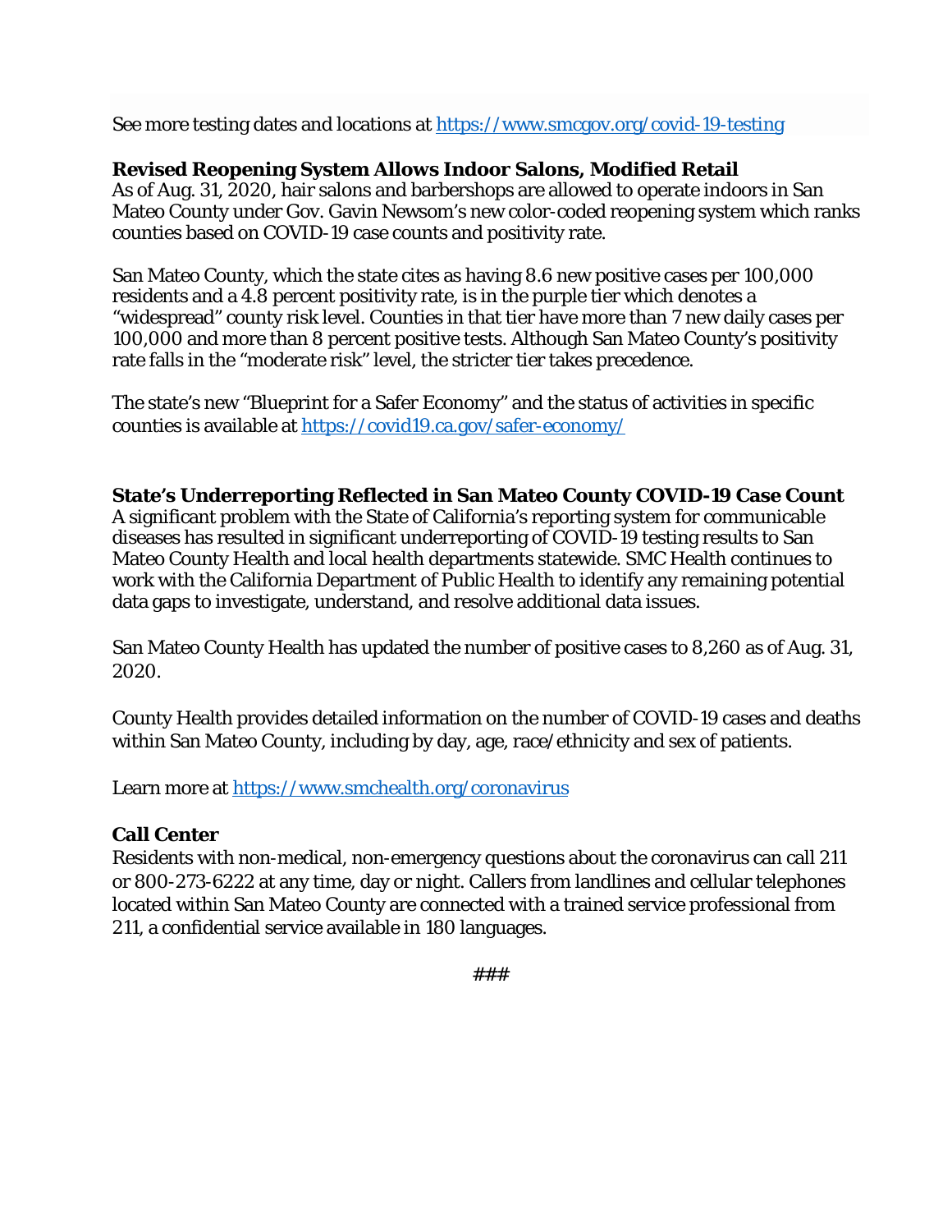See more testing dates and locations at https://www.smcgov.org/covid-19-testing

**Revised Reopening System Allows Indoor Salons, Modified Retail**

As of Aug. 31, 2020, hair salons and barbershops are allowed to operate indoors in San Mateo County under Gov. Gavin Newsom's new color-coded reopening system which ranks counties based on COVID-19 case counts and positivity rate.

San Mateo County, which the state cites as having 8.6 new positive cases per 100,000 residents and a 4.8 percent positivity rate, is in the purple tier which denotes a "widespread" county risk level. Counties in that tier have more than 7 new daily cases per 100,000 and more than 8 percent positive tests. Although San Mateo County's positivity rate falls in the "moderate risk" level, the stricter tier takes precedence.

The state's new "Blueprint for a Safer Economy" and the status of activities in specific counties is available at https://covid19.ca.gov/safer-economy/

**State's Underreporting Reflected in San Mateo County COVID-19 Case Count**

A significant problem with the State of California's reporting system for communicable diseases has resulted in significant underreporting of COVID-19 testing results to San Mateo County Health and local health departments statewide. SMC Health continues to work with the California Department of Public Health to identify any remaining potential data gaps to investigate, understand, and resolve additional data issues.

San Mateo County Health has updated the number of positive cases to 8,260 as of Aug. 31, 2020.

County Health provides detailed information on the number of COVID-19 cases and deaths within San Mateo County, including by day, age, race/ethnicity and sex of patients.

Learn more at https://www.smchealth.org/coronavirus

**Call Center**

Residents with non-medical, non-emergency questions about the coronavirus can call 211 or 800-273-6222 at any time, day or night. Callers from landlines and cellular telephones located within San Mateo County are connected with a trained service professional from 211, a confidential service available in 180 languages.

###